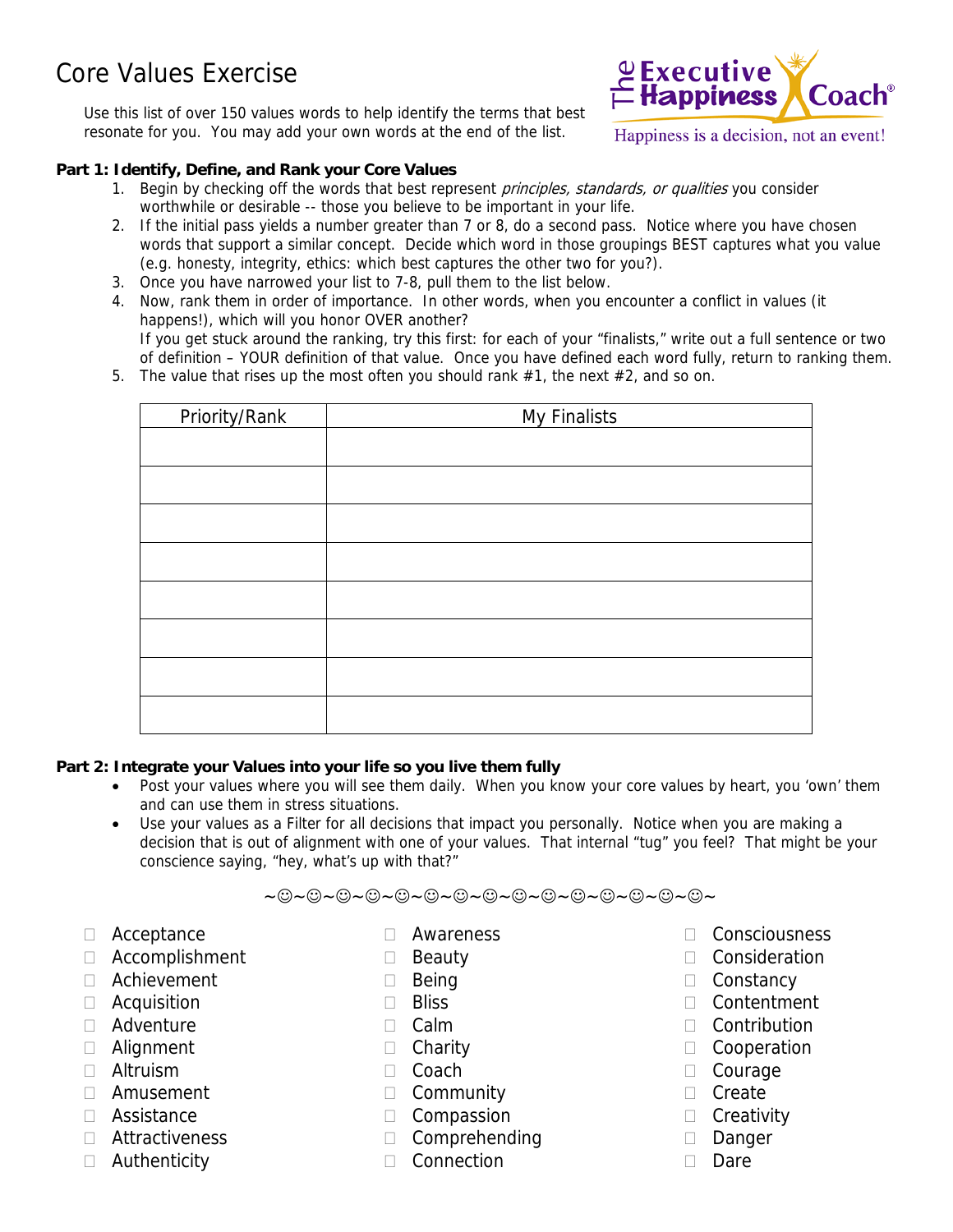# Core Values Exercise

The Executive Happiness Coach®
Happiness is a decision, not an event!

Use this list of over 150 values words to help identify the terms that best resonate for you. You may add your own words at the end of the list.

**Part 1: Identify, Define, and Rank your Core Values**

1. Begin by checking off the words that best represent *principles, standards, or qualities* you consider worthwhile or desirable -- those you believe to be important in your life.
2. If the initial pass yields a number greater than 7 or 8, do a second pass. Notice where you have chosen words that support a similar concept. Decide which word in those groupings BEST captures what you value (e.g. honesty, integrity, ethics: which best captures the other two for you?).
3. Once you have narrowed your list to 7-8, pull them to the list below.
4. Now, rank them in order of importance. In other words, when you encounter a conflict in values (it happens!), which will you honor OVER another?
   If you get stuck around the ranking, try this first: for each of your "finalists," write out a full sentence or two of definition – YOUR definition of that value. Once you have defined each word fully, return to ranking them.
5. The value that rises up the most often you should rank #1, the next #2, and so on.

| Priority/Rank | My Finalists |
|---|---|
| | |
| | |
| | |
| | |
| | |
| | |
| | |
| | |

**Part 2: Integrate your Values into your life so you live them fully**

- Post your values where you will see them daily. When you know your core values by heart, you 'own' them and can use them in stress situations.
- Use your values as a Filter for all decisions that impact you personally. Notice when you are making a decision that is out of alignment with one of your values. That internal "tug" you feel? That might be your conscience saying, "hey, what's up with that?"

~☺~☺~☺~☺~☺~☺~☺~☺~☺~☺~☺~☺~☺~☺~☺~☺~

- ☐ Acceptance
- ☐ Accomplishment
- ☐ Achievement
- ☐ Acquisition
- ☐ Adventure
- ☐ Alignment
- ☐ Altruism
- ☐ Amusement
- ☐ Assistance
- ☐ Attractiveness
- ☐ Authenticity
- ☐ Awareness
- ☐ Beauty
- ☐ Being
- ☐ Bliss
- ☐ Calm
- ☐ Charity
- ☐ Coach
- ☐ Community
- ☐ Compassion
- ☐ Comprehending
- ☐ Connection
- ☐ Consciousness
- ☐ Consideration
- ☐ Constancy
- ☐ Contentment
- ☐ Contribution
- ☐ Cooperation
- ☐ Courage
- ☐ Create
- ☐ Creativity
- ☐ Danger
- ☐ Dare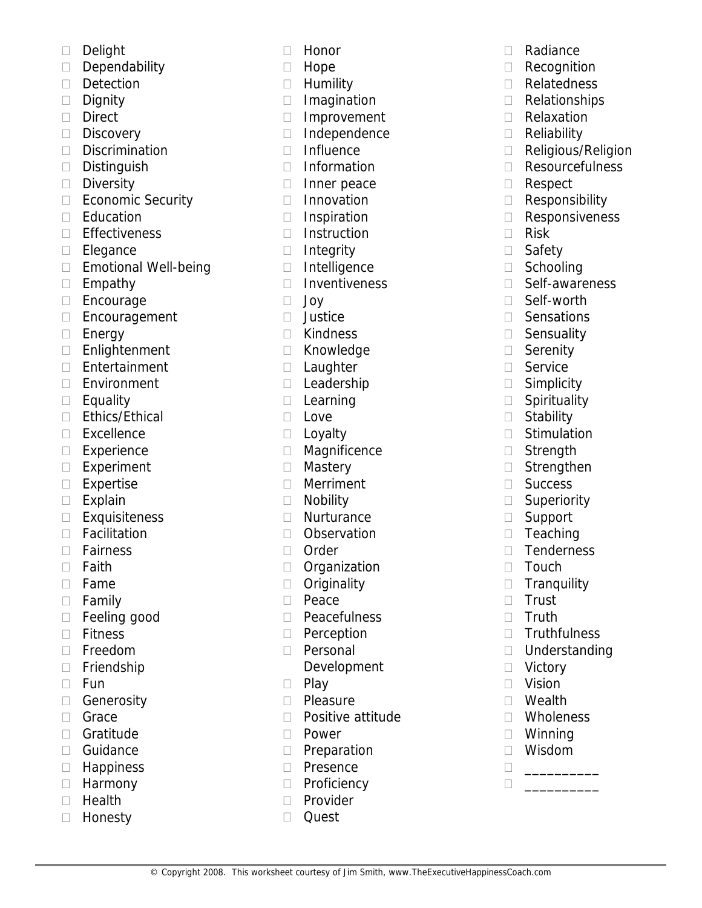- [ ] Delight
- [ ] Dependability
- [ ] Detection
- [ ] Dignity
- [ ] Direct
- [ ] Discovery
- [ ] Discrimination
- [ ] Distinguish
- [ ] Diversity
- [ ] Economic Security
- [ ] Education
- [ ] Effectiveness
- [ ] Elegance
- [ ] Emotional Well-being
- [ ] Empathy
- [ ] Encourage
- [ ] Encouragement
- [ ] Energy
- [ ] Enlightenment
- [ ] Entertainment
- [ ] Environment
- [ ] Equality
- [ ] Ethics/Ethical
- [ ] Excellence
- [ ] Experience
- [ ] Experiment
- [ ] Expertise
- [ ] Explain
- [ ] Exquisiteness
- [ ] Facilitation
- [ ] Fairness
- [ ] Faith
- [ ] Fame
- [ ] Family
- [ ] Feeling good
- [ ] Fitness
- [ ] Freedom
- [ ] Friendship
- [ ] Fun
- [ ] Generosity
- [ ] Grace
- [ ] Gratitude
- [ ] Guidance
- [ ] Happiness
- [ ] Harmony
- [ ] Health
- [ ] Honesty
- [ ] Honor
- [ ] Hope
- [ ] Humility
- [ ] Imagination
- [ ] Improvement
- [ ] Independence
- [ ] Influence
- [ ] Information
- [ ] Inner peace
- [ ] Innovation
- [ ] Inspiration
- [ ] Instruction
- [ ] Integrity
- [ ] Intelligence
- [ ] Inventiveness
- [ ] Joy
- [ ] Justice
- [ ] Kindness
- [ ] Knowledge
- [ ] Laughter
- [ ] Leadership
- [ ] Learning
- [ ] Love
- [ ] Loyalty
- [ ] Magnificence
- [ ] Mastery
- [ ] Merriment
- [ ] Nobility
- [ ] Nurturance
- [ ] Observation
- [ ] Order
- [ ] Organization
- [ ] Originality
- [ ] Peace
- [ ] Peacefulness
- [ ] Perception
- [ ] Personal Development
- [ ] Play
- [ ] Pleasure
- [ ] Positive attitude
- [ ] Power
- [ ] Preparation
- [ ] Presence
- [ ] Proficiency
- [ ] Provider
- [ ] Quest
- [ ] Radiance
- [ ] Recognition
- [ ] Relatedness
- [ ] Relationships
- [ ] Relaxation
- [ ] Reliability
- [ ] Religious/Religion
- [ ] Resourcefulness
- [ ] Respect
- [ ] Responsibility
- [ ] Responsiveness
- [ ] Risk
- [ ] Safety
- [ ] Schooling
- [ ] Self-awareness
- [ ] Self-worth
- [ ] Sensations
- [ ] Sensuality
- [ ] Serenity
- [ ] Service
- [ ] Simplicity
- [ ] Spirituality
- [ ] Stability
- [ ] Stimulation
- [ ] Strength
- [ ] Strengthen
- [ ] Success
- [ ] Superiority
- [ ] Support
- [ ] Teaching
- [ ] Tenderness
- [ ] Touch
- [ ] Tranquility
- [ ] Trust
- [ ] Truth
- [ ] Truthfulness
- [ ] Understanding
- [ ] Victory
- [ ] Vision
- [ ] Wealth
- [ ] Wholeness
- [ ] Winning
- [ ] Wisdom
- [ ] __________
- [ ] __________

© Copyright 2008. This worksheet courtesy of Jim Smith, www.TheExecutiveHappinessCoach.com